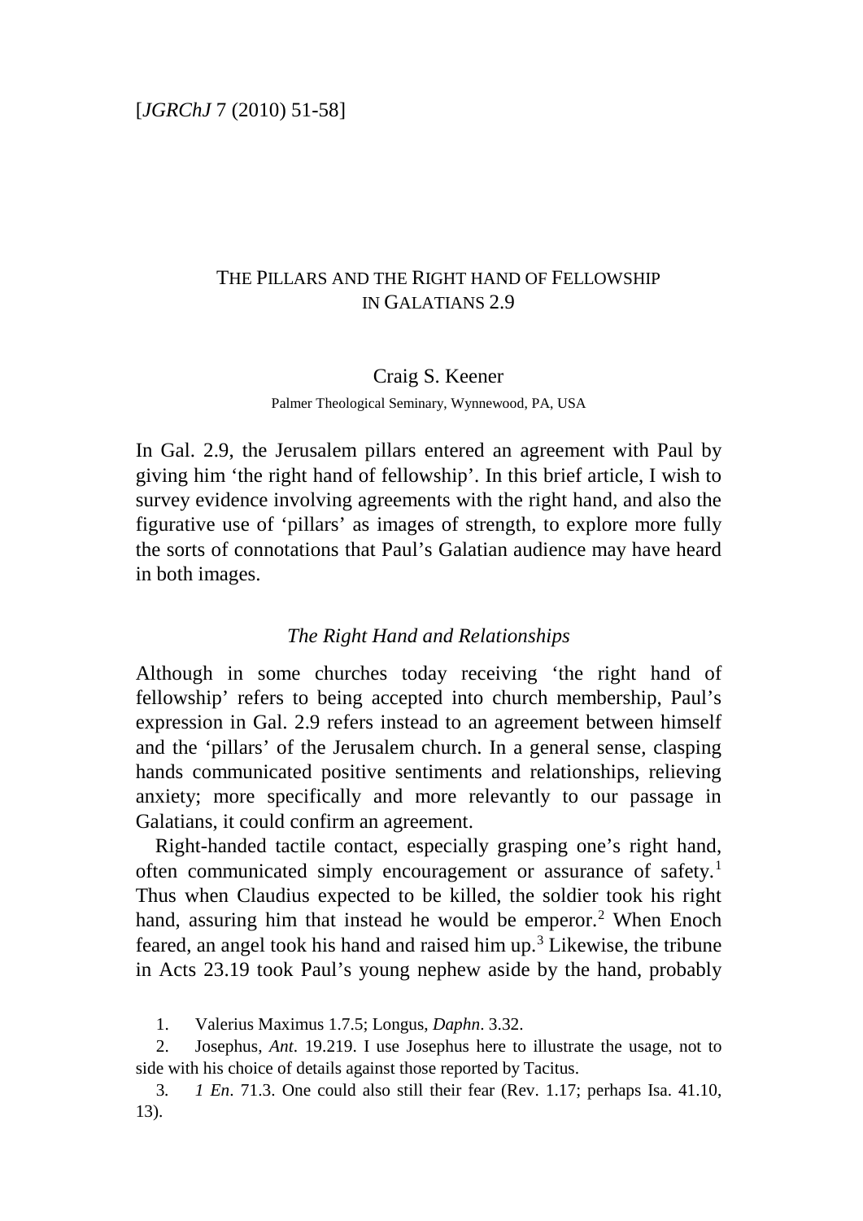[*JGRChJ* 7 (2010) 51-58]

# The Pillars and the Right hand of Fellowship in Galatians 2.9

Craig S. Keener

Palmer Theological Seminary, Wynnewood, PA, USA

In Gal. 2.9, the Jerusalem pillars entered an agreement with Paul by giving him 'the right hand of fellowship'. In this brief article, I wish to survey evidence involving agreements with the right hand, and also the figurative use of 'pillars' as images of strength, to explore more fully the sorts of connotations that Paul's Galatian audience may have heard in both images.

## *The Right Hand and Relationships*

Although in some churches today receiving 'the right hand of fellowship' refers to being accepted into church membership, Paul's expression in Gal. 2.9 refers instead to an agreement between himself and the 'pillars' of the Jerusalem church. In a general sense, clasping hands communicated positive sentiments and relationships, relieving anxiety; more specifically and more relevantly to our passage in Galatians, it could confirm an agreement.

Right-handed tactile contact, especially grasping one's right hand, often communicated simply encouragement or assurance of safety.[1] Thus when Claudius expected to be killed, the soldier took his right hand, assuring him that instead he would be emperor.[2] When Enoch feared, an angel took his hand and raised him up.[3] Likewise, the tribune in Acts 23.19 took Paul's young nephew aside by the hand, probably

1. Valerius Maximus 1.7.5; Longus, *Daphn*. 3.32.

2. Josephus, *Ant*. 19.219. I use Josephus here to illustrate the usage, not to side with his choice of details against those reported by Tacitus.

3. *1 En*. 71.3. One could also still their fear (Rev. 1.17; perhaps Isa. 41.10, 13).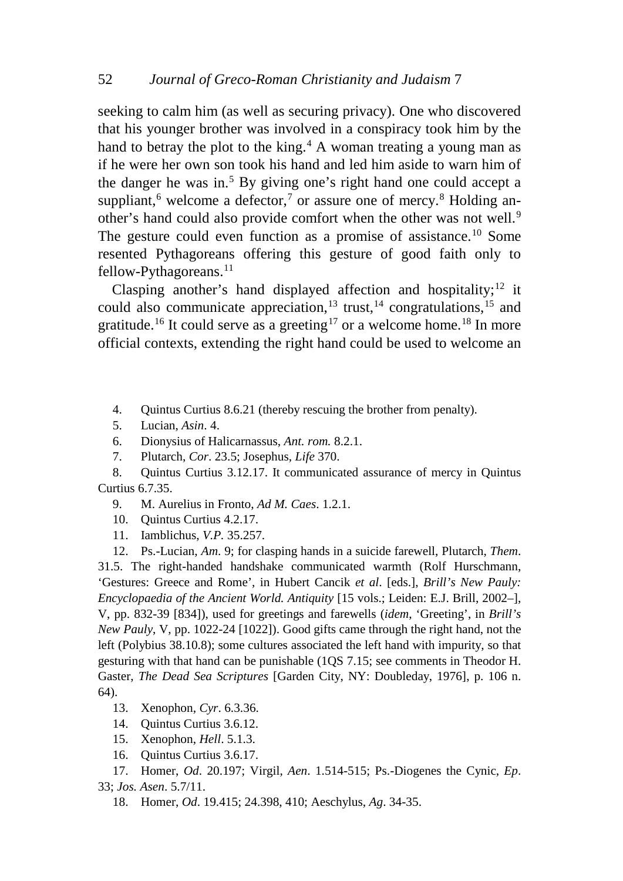seeking to calm him (as well as securing privacy). One who discovered that his younger brother was involved in a conspiracy took him by the hand to betray the plot to the king.[4] A woman treating a young man as if he were her own son took his hand and led him aside to warn him of the danger he was in.[5] By giving one's right hand one could accept a suppliant,[6] welcome a defector,[7] or assure one of mercy.[8] Holding another's hand could also provide comfort when the other was not well.[9] The gesture could even function as a promise of assistance.[10] Some resented Pythagoreans offering this gesture of good faith only to fellow-Pythagoreans.[11]

Clasping another's hand displayed affection and hospitality;[12] it could also communicate appreciation,[13] trust,[14] congratulations,[15] and gratitude.[16] It could serve as a greeting[17] or a welcome home.[18] In more official contexts, extending the right hand could be used to welcome an

4. Quintus Curtius 8.6.21 (thereby rescuing the brother from penalty).

5. Lucian, *Asin*. 4.

6. Dionysius of Halicarnassus, *Ant. rom.* 8.2.1.

7. Plutarch, *Cor*. 23.5; Josephus, *Life* 370.

8. Quintus Curtius 3.12.17. It communicated assurance of mercy in Quintus Curtius 6.7.35.

9. M. Aurelius in Fronto, *Ad M. Caes*. 1.2.1.

10. Quintus Curtius 4.2.17.

11. Iamblichus, *V.P*. 35.257.

12. Ps.-Lucian, *Am*. 9; for clasping hands in a suicide farewell, Plutarch, *Them*. 31.5. The right-handed handshake communicated warmth (Rolf Hurschmann, 'Gestures: Greece and Rome', in Hubert Cancik *et al*. [eds.], *Brill's New Pauly: Encyclopaedia of the Ancient World. Antiquity* [15 vols.; Leiden: E.J. Brill, 2002–], V, pp. 832-39 [834]), used for greetings and farewells (*idem*, 'Greeting', in *Brill's New Pauly*, V, pp. 1022-24 [1022]). Good gifts came through the right hand, not the left (Polybius 38.10.8); some cultures associated the left hand with impurity, so that gesturing with that hand can be punishable (1QS 7.15; see comments in Theodor H. Gaster, *The Dead Sea Scriptures* [Garden City, NY: Doubleday, 1976], p. 106 n. 64).

13. Xenophon, *Cyr*. 6.3.36.

14. Quintus Curtius 3.6.12.

15. Xenophon, *Hell*. 5.1.3.

16. Quintus Curtius 3.6.17.

17. Homer, *Od*. 20.197; Virgil, *Aen*. 1.514-515; Ps.-Diogenes the Cynic, *Ep*. 33; *Jos. Asen*. 5.7/11.

18. Homer, *Od*. 19.415; 24.398, 410; Aeschylus, *Ag*. 34-35.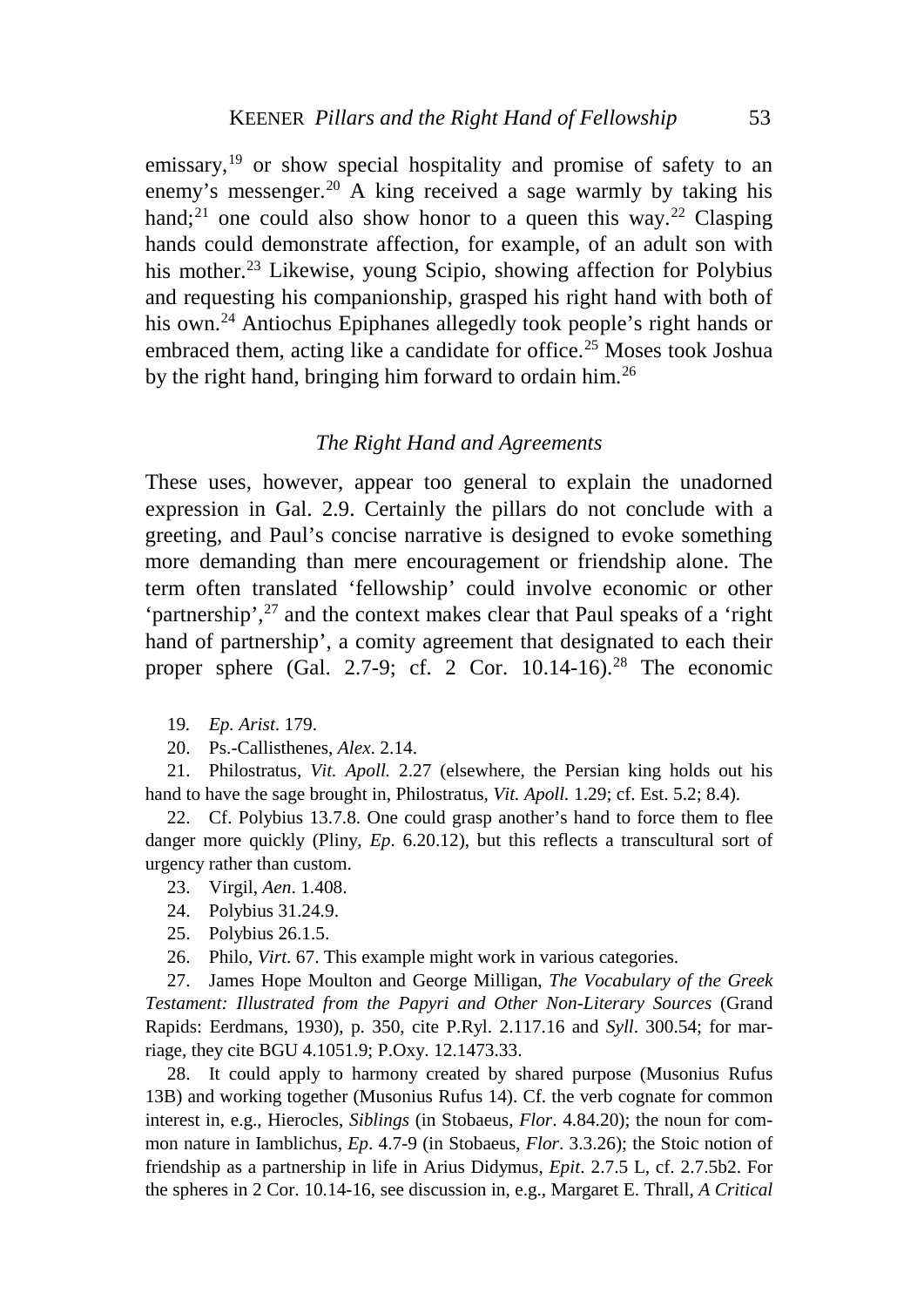emissary,[19] or show special hospitality and promise of safety to an enemy's messenger.[20] A king received a sage warmly by taking his hand;[21] one could also show honor to a queen this way.[22] Clasping hands could demonstrate affection, for example, of an adult son with his mother.[23] Likewise, young Scipio, showing affection for Polybius and requesting his companionship, grasped his right hand with both of his own.[24] Antiochus Epiphanes allegedly took people's right hands or embraced them, acting like a candidate for office.[25] Moses took Joshua by the right hand, bringing him forward to ordain him.[26]

### *The Right Hand and Agreements*

These uses, however, appear too general to explain the unadorned expression in Gal. 2.9. Certainly the pillars do not conclude with a greeting, and Paul's concise narrative is designed to evoke something more demanding than mere encouragement or friendship alone. The term often translated 'fellowship' could involve economic or other 'partnership',[27] and the context makes clear that Paul speaks of a 'right hand of partnership', a comity agreement that designated to each their proper sphere (Gal. 2.7-9; cf. 2 Cor. 10.14-16).[28] The economic

19. *Ep. Arist*. 179.

20. Ps.-Callisthenes, *Alex*. 2.14.

21. Philostratus, *Vit. Apoll.* 2.27 (elsewhere, the Persian king holds out his hand to have the sage brought in, Philostratus, *Vit. Apoll.* 1.29; cf. Est. 5.2; 8.4).

22. Cf. Polybius 13.7.8. One could grasp another's hand to force them to flee danger more quickly (Pliny, *Ep*. 6.20.12), but this reflects a transcultural sort of urgency rather than custom.

23. Virgil, *Aen*. 1.408.

24. Polybius 31.24.9.

25. Polybius 26.1.5.

26. Philo, *Virt*. 67. This example might work in various categories.

27. James Hope Moulton and George Milligan, *The Vocabulary of the Greek Testament: Illustrated from the Papyri and Other Non-Literary Sources* (Grand Rapids: Eerdmans, 1930), p. 350, cite P.Ryl. 2.117.16 and *Syll*. 300.54; for marriage, they cite BGU 4.1051.9; P.Oxy. 12.1473.33.

28. It could apply to harmony created by shared purpose (Musonius Rufus 13B) and working together (Musonius Rufus 14). Cf. the verb cognate for common interest in, e.g., Hierocles, *Siblings* (in Stobaeus, *Flor*. 4.84.20); the noun for common nature in Iamblichus, *Ep*. 4.7-9 (in Stobaeus, *Flor*. 3.3.26); the Stoic notion of friendship as a partnership in life in Arius Didymus, *Epit*. 2.7.5 L, cf. 2.7.5b2. For the spheres in 2 Cor. 10.14-16, see discussion in, e.g., Margaret E. Thrall, *A Critical*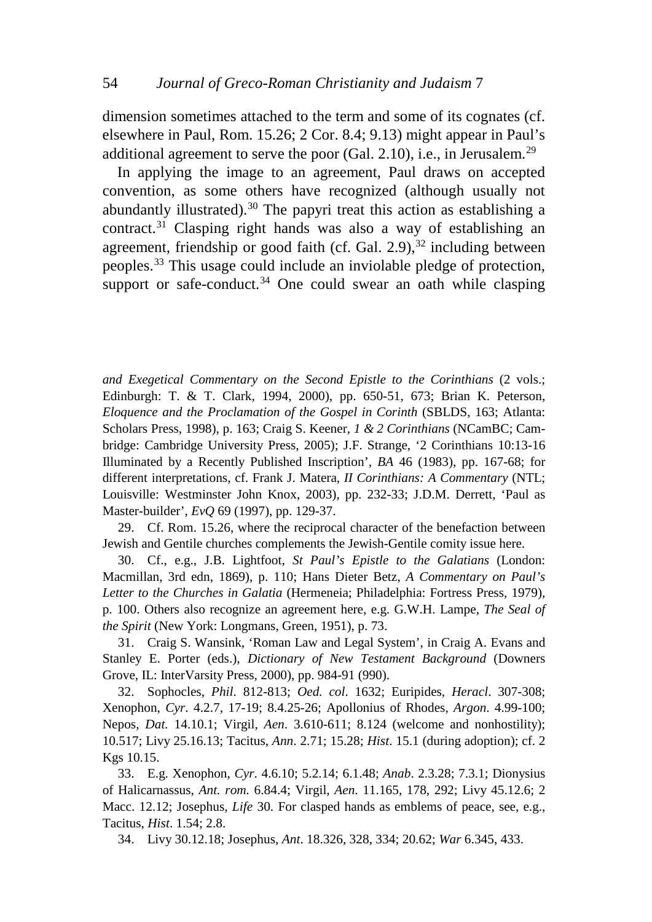dimension sometimes attached to the term and some of its cognates (cf. elsewhere in Paul, Rom. 15.26; 2 Cor. 8.4; 9.13) might appear in Paul's additional agreement to serve the poor (Gal. 2.10), i.e., in Jerusalem.[29]

In applying the image to an agreement, Paul draws on accepted convention, as some others have recognized (although usually not abundantly illustrated).[30] The papyri treat this action as establishing a contract.[31] Clasping right hands was also a way of establishing an agreement, friendship or good faith (cf. Gal. 2.9),[32] including between peoples.[33] This usage could include an inviolable pledge of protection, support or safe-conduct.[34] One could swear an oath while clasping

*and Exegetical Commentary on the Second Epistle to the Corinthians* (2 vols.; Edinburgh: T. & T. Clark, 1994, 2000), pp. 650-51, 673; Brian K. Peterson, *Eloquence and the Proclamation of the Gospel in Corinth* (SBLDS, 163; Atlanta: Scholars Press, 1998), p. 163; Craig S. Keener, *1 & 2 Corinthians* (NCamBC; Cambridge: Cambridge University Press, 2005); J.F. Strange, '2 Corinthians 10:13-16 Illuminated by a Recently Published Inscription', *BA* 46 (1983), pp. 167-68; for different interpretations, cf. Frank J. Matera, *II Corinthians: A Commentary* (NTL; Louisville: Westminster John Knox, 2003), pp. 232-33; J.D.M. Derrett, 'Paul as Master-builder', *EvQ* 69 (1997), pp. 129-37.

29. Cf. Rom. 15.26, where the reciprocal character of the benefaction between Jewish and Gentile churches complements the Jewish-Gentile comity issue here.

30. Cf., e.g., J.B. Lightfoot, *St Paul's Epistle to the Galatians* (London: Macmillan, 3rd edn, 1869), p. 110; Hans Dieter Betz, *A Commentary on Paul's Letter to the Churches in Galatia* (Hermeneia; Philadelphia: Fortress Press, 1979), p. 100. Others also recognize an agreement here, e.g. G.W.H. Lampe, *The Seal of the Spirit* (New York: Longmans, Green, 1951), p. 73.

31. Craig S. Wansink, 'Roman Law and Legal System', in Craig A. Evans and Stanley E. Porter (eds.), *Dictionary of New Testament Background* (Downers Grove, IL: InterVarsity Press, 2000), pp. 984-91 (990).

32. Sophocles, *Phil*. 812-813; *Oed. col*. 1632; Euripides, *Heracl*. 307-308; Xenophon, *Cyr*. 4.2.7, 17-19; 8.4.25-26; Apollonius of Rhodes, *Argon*. 4.99-100; Nepos, *Dat.* 14.10.1; Virgil, *Aen*. 3.610-611; 8.124 (welcome and nonhostility); 10.517; Livy 25.16.13; Tacitus, *Ann*. 2.71; 15.28; *Hist*. 15.1 (during adoption); cf. 2 Kgs 10.15.

33. E.g. Xenophon, *Cyr*. 4.6.10; 5.2.14; 6.1.48; *Anab*. 2.3.28; 7.3.1; Dionysius of Halicarnassus, *Ant. rom.* 6.84.4; Virgil, *Aen*. 11.165, 178, 292; Livy 45.12.6; 2 Macc. 12.12; Josephus, *Life* 30. For clasped hands as emblems of peace, see, e.g., Tacitus, *Hist*. 1.54; 2.8.

34. Livy 30.12.18; Josephus, *Ant*. 18.326, 328, 334; 20.62; *War* 6.345, 433.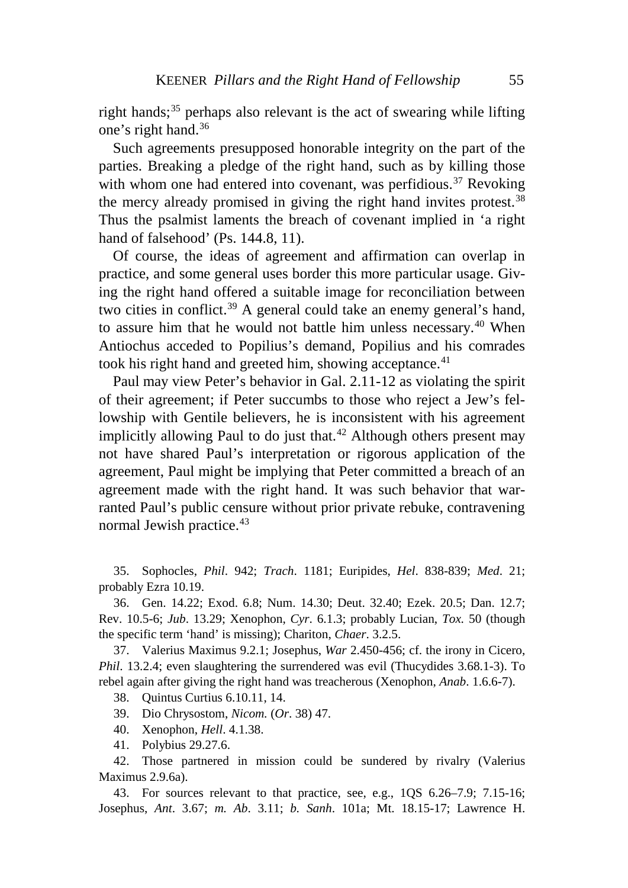right hands;[35] perhaps also relevant is the act of swearing while lifting one's right hand.[36]

Such agreements presupposed honorable integrity on the part of the parties. Breaking a pledge of the right hand, such as by killing those with whom one had entered into covenant, was perfidious.[37] Revoking the mercy already promised in giving the right hand invites protest.[38] Thus the psalmist laments the breach of covenant implied in 'a right hand of falsehood' (Ps. 144.8, 11).

Of course, the ideas of agreement and affirmation can overlap in practice, and some general uses border this more particular usage. Giving the right hand offered a suitable image for reconciliation between two cities in conflict.[39] A general could take an enemy general's hand, to assure him that he would not battle him unless necessary.[40] When Antiochus acceded to Popilius's demand, Popilius and his comrades took his right hand and greeted him, showing acceptance.[41]

Paul may view Peter's behavior in Gal. 2.11-12 as violating the spirit of their agreement; if Peter succumbs to those who reject a Jew's fellowship with Gentile believers, he is inconsistent with his agreement implicitly allowing Paul to do just that.[42] Although others present may not have shared Paul's interpretation or rigorous application of the agreement, Paul might be implying that Peter committed a breach of an agreement made with the right hand. It was such behavior that warranted Paul's public censure without prior private rebuke, contravening normal Jewish practice.[43]

35. Sophocles, *Phil*. 942; *Trach*. 1181; Euripides, *Hel*. 838-839; *Med*. 21; probably Ezra 10.19.

36. Gen. 14.22; Exod. 6.8; Num. 14.30; Deut. 32.40; Ezek. 20.5; Dan. 12.7; Rev. 10.5-6; *Jub*. 13.29; Xenophon, *Cyr*. 6.1.3; probably Lucian, *Tox.* 50 (though the specific term 'hand' is missing); Chariton, *Chaer*. 3.2.5.

37. Valerius Maximus 9.2.1; Josephus, *War* 2.450-456; cf. the irony in Cicero, *Phil*. 13.2.4; even slaughtering the surrendered was evil (Thucydides 3.68.1-3). To rebel again after giving the right hand was treacherous (Xenophon, *Anab*. 1.6.6-7).

38. Quintus Curtius 6.10.11, 14.

39. Dio Chrysostom, *Nicom.* (*Or*. 38) 47.

40. Xenophon, *Hell*. 4.1.38.

41. Polybius 29.27.6.

42. Those partnered in mission could be sundered by rivalry (Valerius Maximus 2.9.6a).

43. For sources relevant to that practice, see, e.g., 1QS 6.26–7.9; 7.15-16; Josephus, *Ant*. 3.67; *m. Ab*. 3.11; *b. Sanh*. 101a; Mt. 18.15-17; Lawrence H.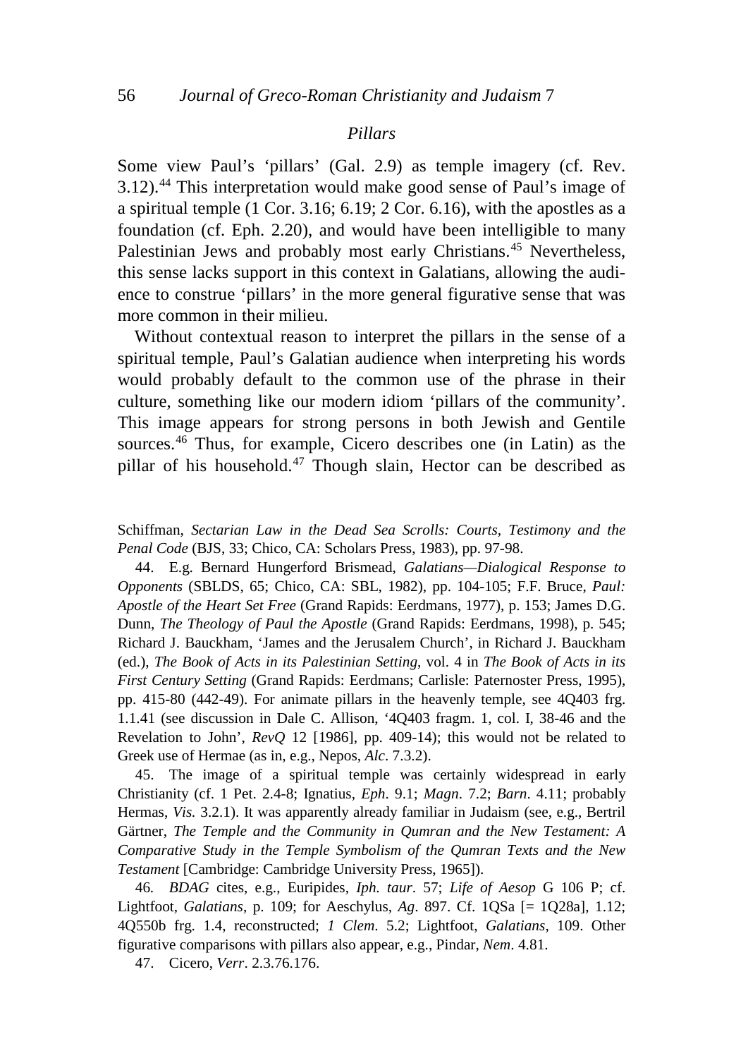### *Pillars*

Some view Paul's 'pillars' (Gal. 2.9) as temple imagery (cf. Rev. 3.12).[44] This interpretation would make good sense of Paul's image of a spiritual temple (1 Cor. 3.16; 6.19; 2 Cor. 6.16), with the apostles as a foundation (cf. Eph. 2.20), and would have been intelligible to many Palestinian Jews and probably most early Christians.[45] Nevertheless, this sense lacks support in this context in Galatians, allowing the audience to construe 'pillars' in the more general figurative sense that was more common in their milieu.

Without contextual reason to interpret the pillars in the sense of a spiritual temple, Paul's Galatian audience when interpreting his words would probably default to the common use of the phrase in their culture, something like our modern idiom 'pillars of the community'. This image appears for strong persons in both Jewish and Gentile sources.[46] Thus, for example, Cicero describes one (in Latin) as the pillar of his household.[47] Though slain, Hector can be described as

---

Schiffman, *Sectarian Law in the Dead Sea Scrolls: Courts, Testimony and the Penal Code* (BJS, 33; Chico, CA: Scholars Press, 1983), pp. 97-98.

44. E.g. Bernard Hungerford Brismead, *Galatians—Dialogical Response to Opponents* (SBLDS, 65; Chico, CA: SBL, 1982), pp. 104-105; F.F. Bruce, *Paul: Apostle of the Heart Set Free* (Grand Rapids: Eerdmans, 1977), p. 153; James D.G. Dunn, *The Theology of Paul the Apostle* (Grand Rapids: Eerdmans, 1998), p. 545; Richard J. Bauckham, 'James and the Jerusalem Church', in Richard J. Bauckham (ed.), *The Book of Acts in its Palestinian Setting*, vol. 4 in *The Book of Acts in its First Century Setting* (Grand Rapids: Eerdmans; Carlisle: Paternoster Press, 1995), pp. 415-80 (442-49). For animate pillars in the heavenly temple, see 4Q403 frg. 1.1.41 (see discussion in Dale C. Allison, '4Q403 fragm. 1, col. I, 38-46 and the Revelation to John', *RevQ* 12 [1986], pp. 409-14); this would not be related to Greek use of Hermae (as in, e.g., Nepos, *Alc*. 7.3.2).

45. The image of a spiritual temple was certainly widespread in early Christianity (cf. 1 Pet. 2.4-8; Ignatius, *Eph*. 9.1; *Magn*. 7.2; *Barn*. 4.11; probably Hermas, *Vis.* 3.2.1). It was apparently already familiar in Judaism (see, e.g., Bertril Gärtner, *The Temple and the Community in Qumran and the New Testament: A Comparative Study in the Temple Symbolism of the Qumran Texts and the New Testament* [Cambridge: Cambridge University Press, 1965]).

46. *BDAG* cites, e.g., Euripides, *Iph. taur*. 57; *Life of Aesop* G 106 P; cf. Lightfoot, *Galatians*, p. 109; for Aeschylus, *Ag*. 897. Cf. 1QSa [= 1Q28a], 1.12; 4Q550b frg. 1.4, reconstructed; *1 Clem*. 5.2; Lightfoot, *Galatians*, 109. Other figurative comparisons with pillars also appear, e.g., Pindar, *Nem*. 4.81.

47. Cicero, *Verr*. 2.3.76.176.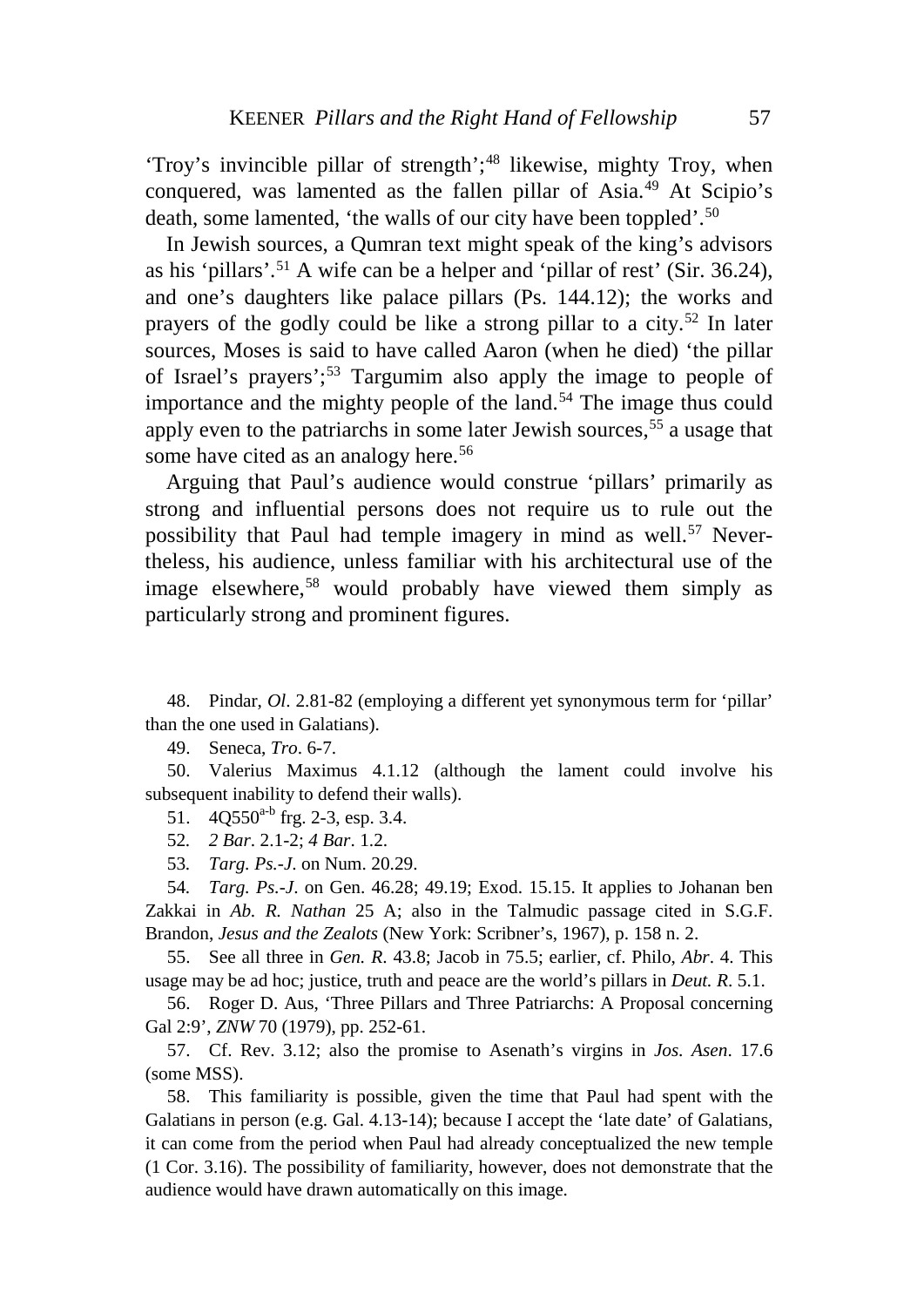'Troy's invincible pillar of strength';[48] likewise, mighty Troy, when conquered, was lamented as the fallen pillar of Asia.[49] At Scipio's death, some lamented, 'the walls of our city have been toppled'.[50]

In Jewish sources, a Qumran text might speak of the king's advisors as his 'pillars'.[51] A wife can be a helper and 'pillar of rest' (Sir. 36.24), and one's daughters like palace pillars (Ps. 144.12); the works and prayers of the godly could be like a strong pillar to a city.[52] In later sources, Moses is said to have called Aaron (when he died) 'the pillar of Israel's prayers';[53] Targumim also apply the image to people of importance and the mighty people of the land.[54] The image thus could apply even to the patriarchs in some later Jewish sources,[55] a usage that some have cited as an analogy here.[56]

Arguing that Paul's audience would construe 'pillars' primarily as strong and influential persons does not require us to rule out the possibility that Paul had temple imagery in mind as well.[57] Nevertheless, his audience, unless familiar with his architectural use of the image elsewhere,[58] would probably have viewed them simply as particularly strong and prominent figures.

48. Pindar, *Ol*. 2.81-82 (employing a different yet synonymous term for 'pillar' than the one used in Galatians).

49. Seneca, *Tro*. 6-7.

50. Valerius Maximus 4.1.12 (although the lament could involve his subsequent inability to defend their walls).

51. 4Q550[a-b] frg. 2-3, esp. 3.4.

52. *2 Bar*. 2.1-2; *4 Bar*. 1.2.

53. *Targ. Ps.-J*. on Num. 20.29.

54. *Targ. Ps.-J*. on Gen. 46.28; 49.19; Exod. 15.15. It applies to Johanan ben Zakkai in *Ab. R. Nathan* 25 A; also in the Talmudic passage cited in S.G.F. Brandon, *Jesus and the Zealots* (New York: Scribner's, 1967), p. 158 n. 2.

55. See all three in *Gen. R*. 43.8; Jacob in 75.5; earlier, cf. Philo, *Abr*. 4. This usage may be ad hoc; justice, truth and peace are the world's pillars in *Deut. R*. 5.1.

56. Roger D. Aus, 'Three Pillars and Three Patriarchs: A Proposal concerning Gal 2:9', *ZNW* 70 (1979), pp. 252-61.

57. Cf. Rev. 3.12; also the promise to Asenath's virgins in *Jos. Asen*. 17.6 (some MSS).

58. This familiarity is possible, given the time that Paul had spent with the Galatians in person (e.g. Gal. 4.13-14); because I accept the 'late date' of Galatians, it can come from the period when Paul had already conceptualized the new temple (1 Cor. 3.16). The possibility of familiarity, however, does not demonstrate that the audience would have drawn automatically on this image.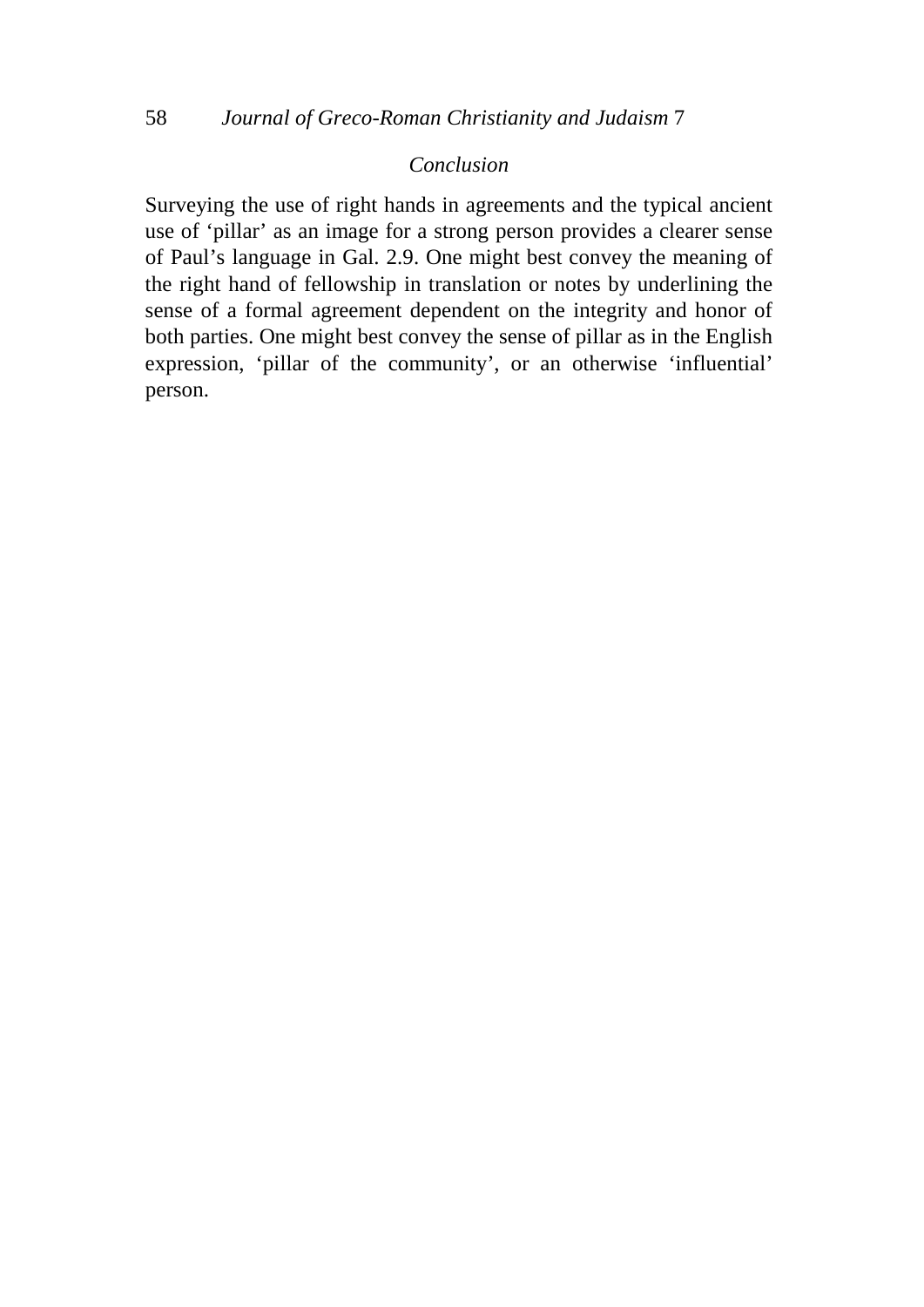## *Conclusion*

Surveying the use of right hands in agreements and the typical ancient use of ‘pillar’ as an image for a strong person provides a clearer sense of Paul’s language in Gal. 2.9. One might best convey the meaning of the right hand of fellowship in translation or notes by underlining the sense of a formal agreement dependent on the integrity and honor of both parties. One might best convey the sense of pillar as in the English expression, ‘pillar of the community’, or an otherwise ‘influential’ person.